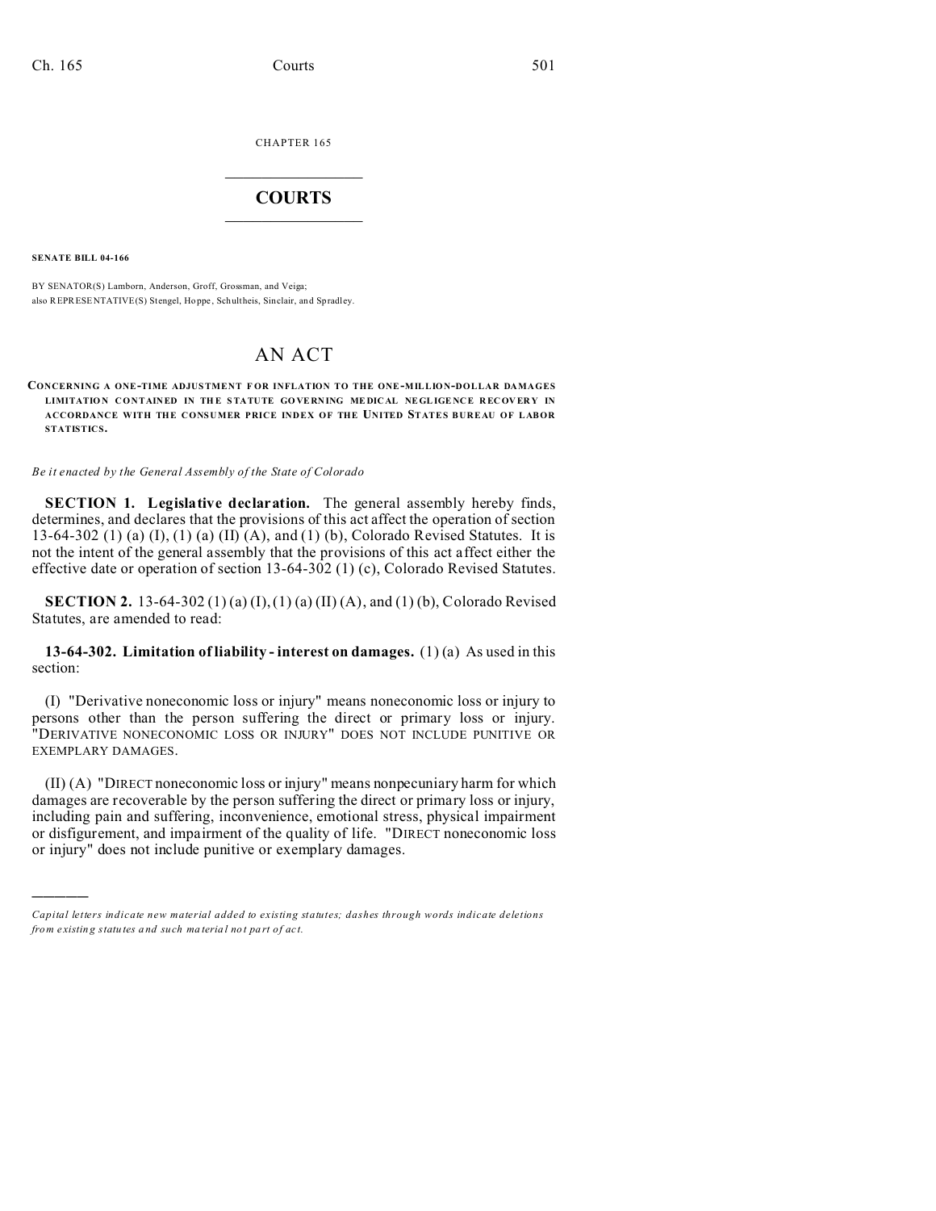CHAPTER 165

# COURTS

**SENATE BILL 04-166**

BY SENATOR(S) Lamborn, Anderson, Groff, Grossman, and Veiga;
also REPRESENTATIVE(S) Stengel, Hoppe, Schultheis, Sinclair, and Spradley.

# AN ACT

**CONCERNING A ONE-TIME ADJUSTMENT FOR INFLATION TO THE ONE-MILLION-DOLLAR DAMAGES LIMITATION CONTAINED IN THE STATUTE GOVERNING MEDICAL NEGLIGENCE RECOVERY IN ACCORDANCE WITH THE CONSUMER PRICE INDEX OF THE UNITED STATES BUREAU OF LABOR STATISTICS.**

*Be it enacted by the General Assembly of the State of Colorado*

**SECTION 1. Legislative declaration.** The general assembly hereby finds, determines, and declares that the provisions of this act affect the operation of section 13-64-302 (1) (a) (I), (1) (a) (II) (A), and (1) (b), Colorado Revised Statutes. It is not the intent of the general assembly that the provisions of this act affect either the effective date or operation of section 13-64-302 (1) (c), Colorado Revised Statutes.

**SECTION 2.** 13-64-302 (1) (a) (I), (1) (a) (II) (A), and (1) (b), Colorado Revised Statutes, are amended to read:

**13-64-302. Limitation of liability - interest on damages.** (1) (a) As used in this section:

(I) "Derivative noneconomic loss or injury" means noneconomic loss or injury to persons other than the person suffering the direct or primary loss or injury. "DERIVATIVE NONECONOMIC LOSS OR INJURY" DOES NOT INCLUDE PUNITIVE OR EXEMPLARY DAMAGES.

(II) (A) "DIRECT noneconomic loss or injury" means nonpecuniary harm for which damages are recoverable by the person suffering the direct or primary loss or injury, including pain and suffering, inconvenience, emotional stress, physical impairment or disfigurement, and impairment of the quality of life. "DIRECT noneconomic loss or injury" does not include punitive or exemplary damages.

---

*Capital letters indicate new material added to existing statutes; dashes through words indicate deletions from existing statutes and such material not part of act.*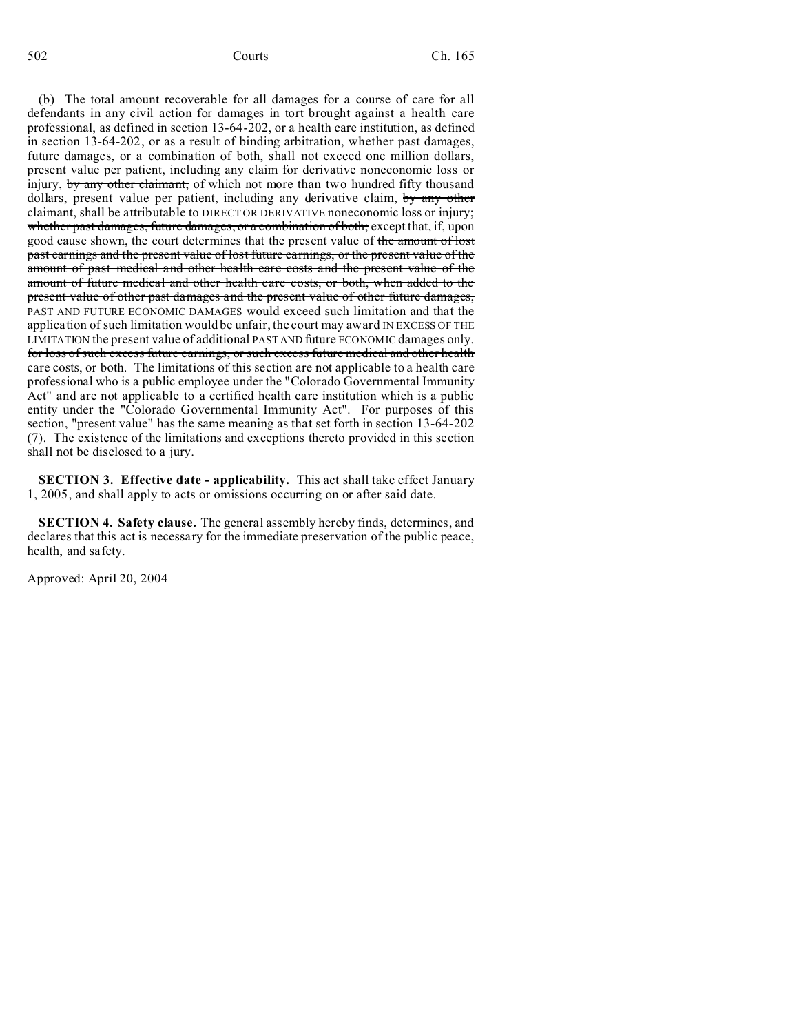(b) The total amount recoverable for all damages for a course of care for all defendants in any civil action for damages in tort brought against a health care professional, as defined in section 13-64-202, or a health care institution, as defined in section 13-64-202, or as a result of binding arbitration, whether past damages, future damages, or a combination of both, shall not exceed one million dollars, present value per patient, including any claim for derivative noneconomic loss or injury, ~~by any other claimant,~~ of which not more than two hundred fifty thousand dollars, present value per patient, including any derivative claim, ~~by any other claimant,~~ shall be attributable to DIRECT OR DERIVATIVE noneconomic loss or injury; ~~whether past damages, future damages, or a combination of both;~~ except that, if, upon good cause shown, the court determines that the present value of ~~the amount of lost past earnings and the present value of lost future earnings, or the present value of the amount of past medical and other health care costs and the present value of the amount of future medical and other health care costs, or both, when added to the present value of other past damages and the present value of other future damages,~~ PAST AND FUTURE ECONOMIC DAMAGES would exceed such limitation and that the application of such limitation would be unfair, the court may award IN EXCESS OF THE LIMITATION the present value of additional PAST AND future ECONOMIC damages only. ~~for loss of such excess future earnings, or such excess future medical and other health care costs, or both.~~ The limitations of this section are not applicable to a health care professional who is a public employee under the "Colorado Governmental Immunity Act" and are not applicable to a certified health care institution which is a public entity under the "Colorado Governmental Immunity Act". For purposes of this section, "present value" has the same meaning as that set forth in section 13-64-202 (7). The existence of the limitations and exceptions thereto provided in this section shall not be disclosed to a jury.

**SECTION 3. Effective date - applicability.** This act shall take effect January 1, 2005, and shall apply to acts or omissions occurring on or after said date.

**SECTION 4. Safety clause.** The general assembly hereby finds, determines, and declares that this act is necessary for the immediate preservation of the public peace, health, and safety.

Approved: April 20, 2004